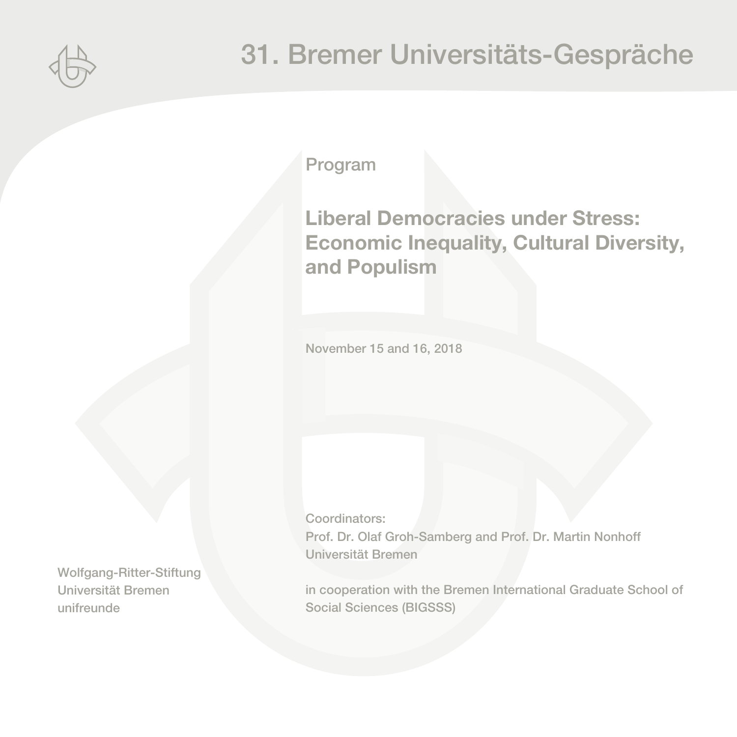# 31. Bremer Universitäts-Gespräche

Program

## Liberal Democracies under Stress: Economic Inequality, Cultural Diversity, and Populism

November 15 and 16, 2018

Coordinators:
Prof. Dr. Olaf Groh-Samberg and Prof. Dr. Martin Nonhoff
Universität Bremen

in cooperation with the Bremen International Graduate School of Social Sciences (BIGSSS)

Wolfgang-Ritter-Stiftung
Universität Bremen
unifreunde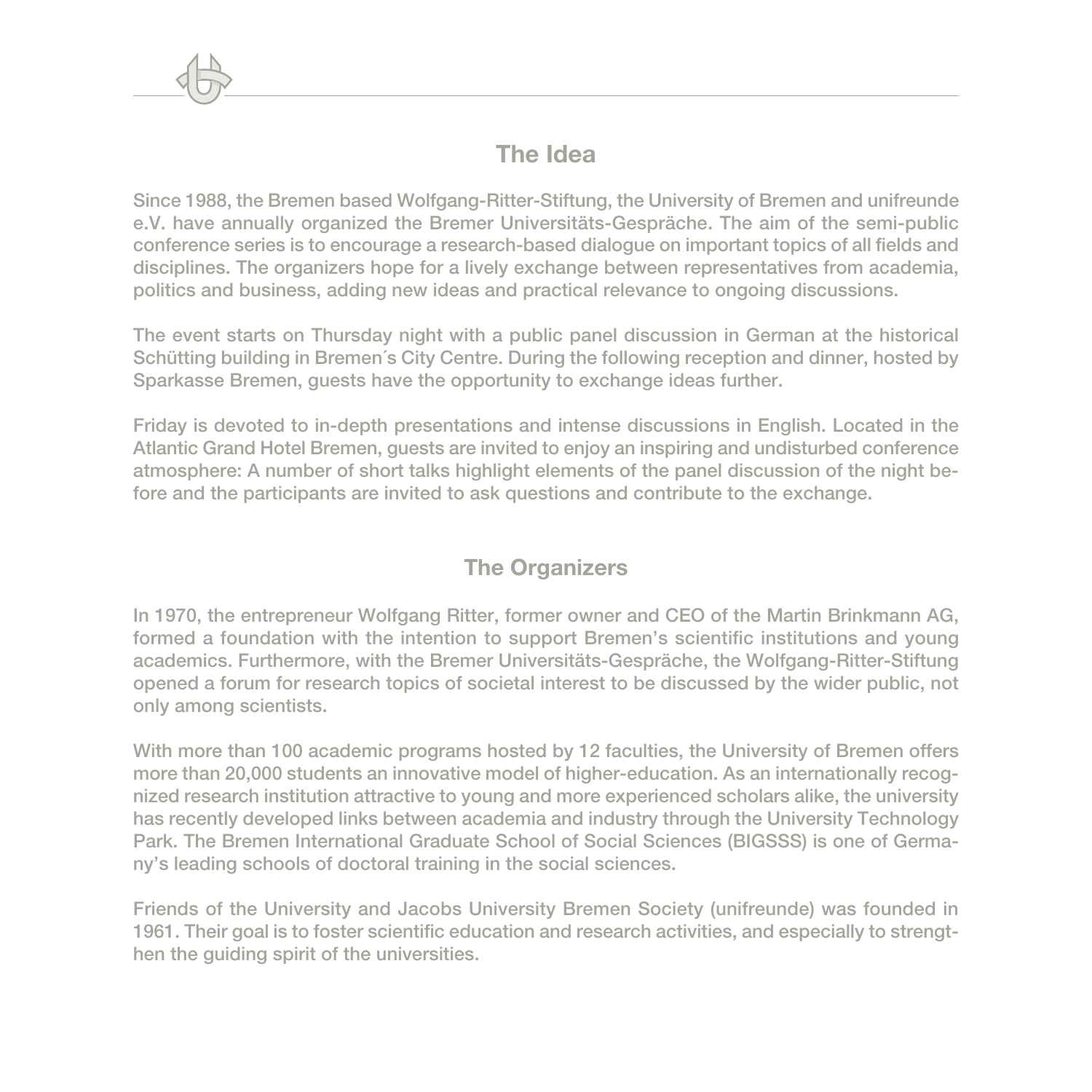## The Idea

Since 1988, the Bremen based Wolfgang-Ritter-Stiftung, the University of Bremen and unifreunde e.V. have annually organized the Bremer Universitäts-Gespräche. The aim of the semi-public conference series is to encourage a research-based dialogue on important topics of all fields and disciplines. The organizers hope for a lively exchange between representatives from academia, politics and business, adding new ideas and practical relevance to ongoing discussions.

The event starts on Thursday night with a public panel discussion in German at the historical Schütting building in Bremen´s City Centre. During the following reception and dinner, hosted by Sparkasse Bremen, guests have the opportunity to exchange ideas further.

Friday is devoted to in-depth presentations and intense discussions in English. Located in the Atlantic Grand Hotel Bremen, guests are invited to enjoy an inspiring and undisturbed conference atmosphere: A number of short talks highlight elements of the panel discussion of the night before and the participants are invited to ask questions and contribute to the exchange.

## The Organizers

In 1970, the entrepreneur Wolfgang Ritter, former owner and CEO of the Martin Brinkmann AG, formed a foundation with the intention to support Bremen's scientific institutions and young academics. Furthermore, with the Bremer Universitäts-Gespräche, the Wolfgang-Ritter-Stiftung opened a forum for research topics of societal interest to be discussed by the wider public, not only among scientists.

With more than 100 academic programs hosted by 12 faculties, the University of Bremen offers more than 20,000 students an innovative model of higher-education. As an internationally recognized research institution attractive to young and more experienced scholars alike, the university has recently developed links between academia and industry through the University Technology Park. The Bremen International Graduate School of Social Sciences (BIGSSS) is one of Germany's leading schools of doctoral training in the social sciences.

Friends of the University and Jacobs University Bremen Society (unifreunde) was founded in 1961. Their goal is to foster scientific education and research activities, and especially to strengthen the guiding spirit of the universities.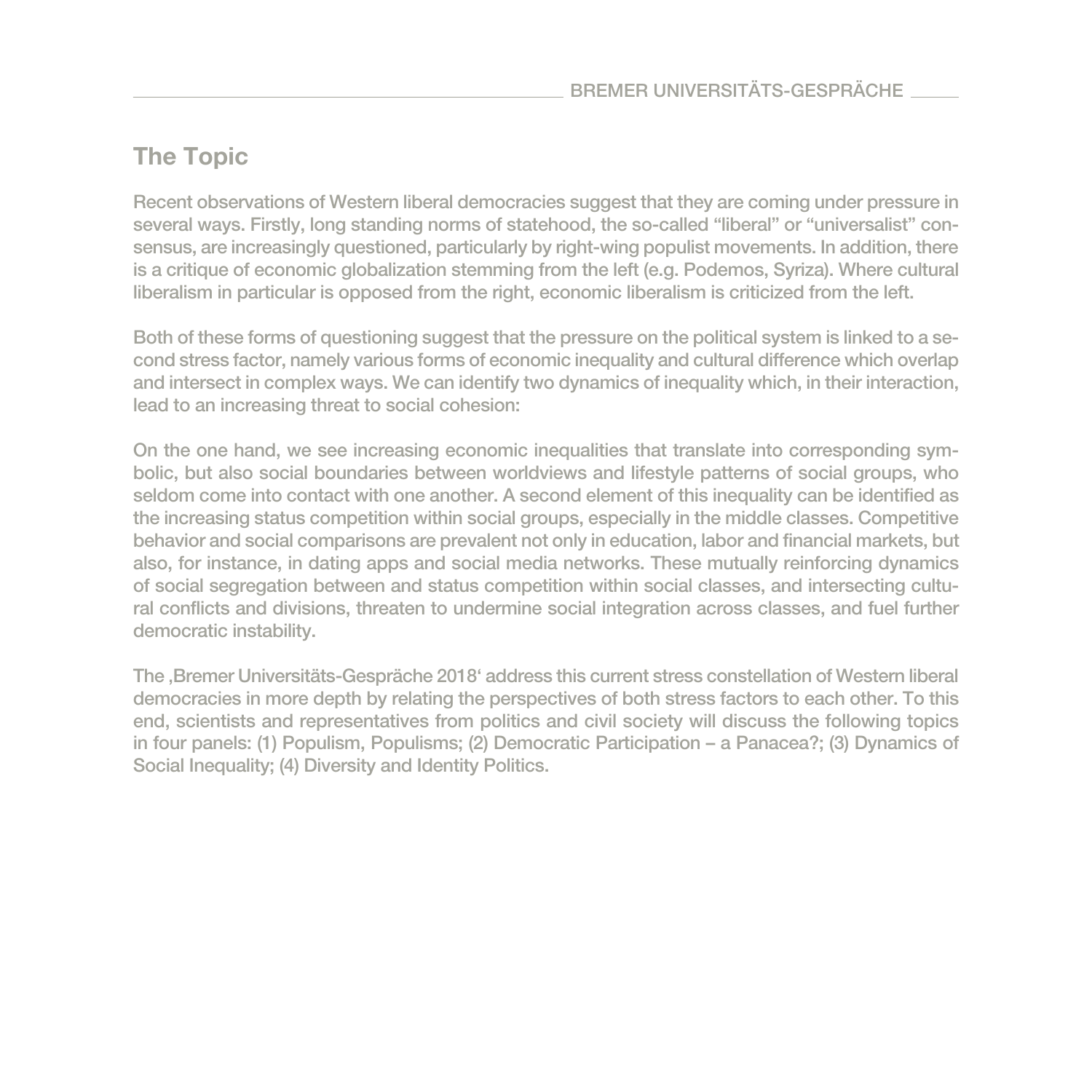## The Topic

Recent observations of Western liberal democracies suggest that they are coming under pressure in several ways. Firstly, long standing norms of statehood, the so-called "liberal" or "universalist" consensus, are increasingly questioned, particularly by right-wing populist movements. In addition, there is a critique of economic globalization stemming from the left (e.g. Podemos, Syriza). Where cultural liberalism in particular is opposed from the right, economic liberalism is criticized from the left.

Both of these forms of questioning suggest that the pressure on the political system is linked to a second stress factor, namely various forms of economic inequality and cultural difference which overlap and intersect in complex ways. We can identify two dynamics of inequality which, in their interaction, lead to an increasing threat to social cohesion:

On the one hand, we see increasing economic inequalities that translate into corresponding symbolic, but also social boundaries between worldviews and lifestyle patterns of social groups, who seldom come into contact with one another. A second element of this inequality can be identified as the increasing status competition within social groups, especially in the middle classes. Competitive behavior and social comparisons are prevalent not only in education, labor and financial markets, but also, for instance, in dating apps and social media networks. These mutually reinforcing dynamics of social segregation between and status competition within social classes, and intersecting cultural conflicts and divisions, threaten to undermine social integration across classes, and fuel further democratic instability.

The ‚Bremer Universitäts-Gespräche 2018' address this current stress constellation of Western liberal democracies in more depth by relating the perspectives of both stress factors to each other. To this end, scientists and representatives from politics and civil society will discuss the following topics in four panels: (1) Populism, Populisms; (2) Democratic Participation – a Panacea?; (3) Dynamics of Social Inequality; (4) Diversity and Identity Politics.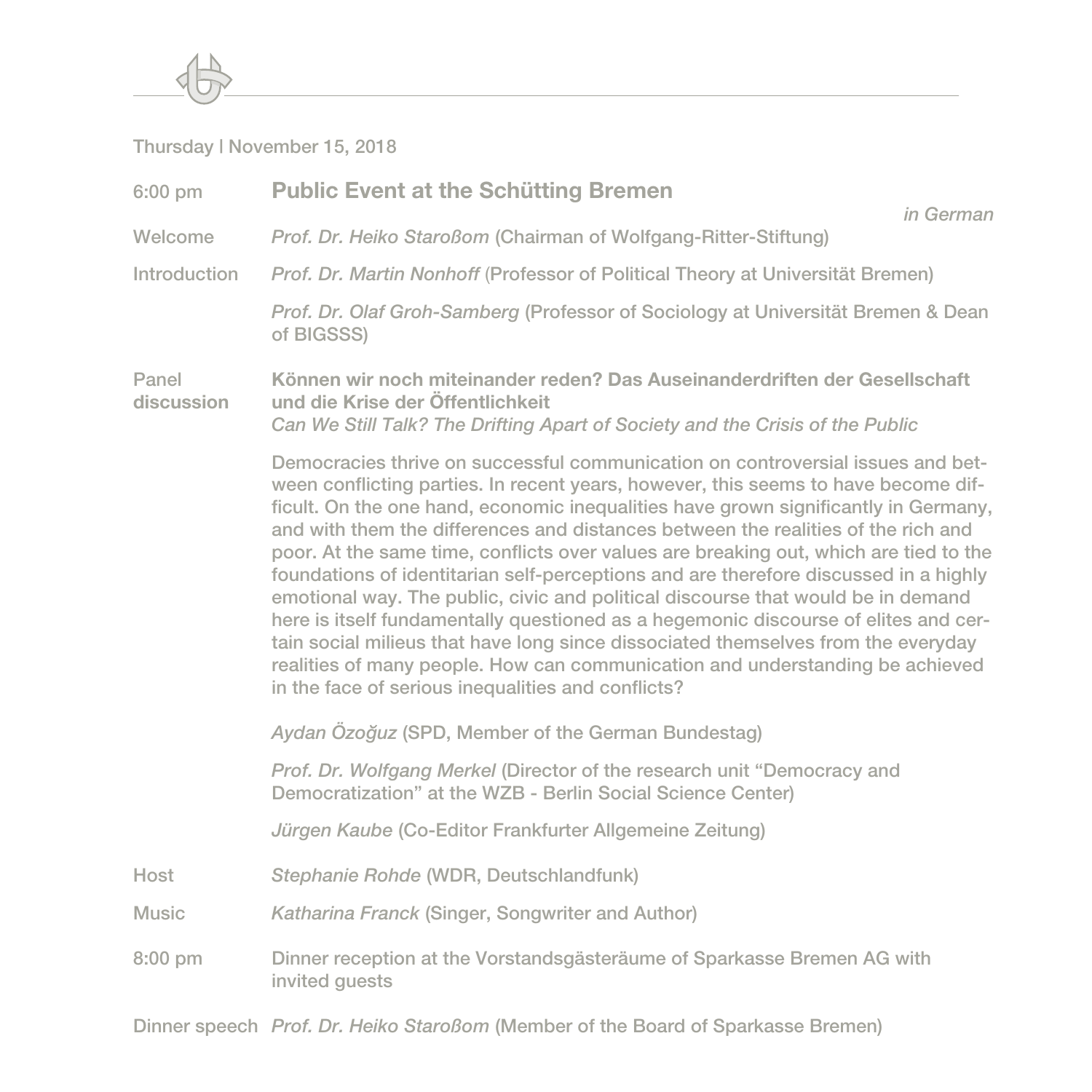Thursday | November 15, 2018

## 6:00 pm Public Event at the Schütting Bremen

*in German*

**Welcome** *Prof. Dr. Heiko Staroßom* (Chairman of Wolfgang-Ritter-Stiftung)

**Introduction** *Prof. Dr. Martin Nonhoff* (Professor of Political Theory at Universität Bremen)

*Prof. Dr. Olaf Groh-Samberg* (Professor of Sociology at Universität Bremen & Dean of BIGSSS)

**Panel discussion** **Können wir noch miteinander reden? Das Auseinanderdriften der Gesellschaft und die Krise der Öffentlichkeit**
*Can We Still Talk? The Drifting Apart of Society and the Crisis of the Public*

Democracies thrive on successful communication on controversial issues and between conflicting parties. In recent years, however, this seems to have become difficult. On the one hand, economic inequalities have grown significantly in Germany, and with them the differences and distances between the realities of the rich and poor. At the same time, conflicts over values are breaking out, which are tied to the foundations of identitarian self-perceptions and are therefore discussed in a highly emotional way. The public, civic and political discourse that would be in demand here is itself fundamentally questioned as a hegemonic discourse of elites and certain social milieus that have long since dissociated themselves from the everyday realities of many people. How can communication and understanding be achieved in the face of serious inequalities and conflicts?

*Aydan Özoğuz* (SPD, Member of the German Bundestag)

*Prof. Dr. Wolfgang Merkel* (Director of the research unit "Democracy and Democratization" at the WZB - Berlin Social Science Center)

*Jürgen Kaube* (Co-Editor Frankfurter Allgemeine Zeitung)

**Host** *Stephanie Rohde* (WDR, Deutschlandfunk)

**Music** *Katharina Franck* (Singer, Songwriter and Author)

**8:00 pm** Dinner reception at the Vorstandsgästeräume of Sparkasse Bremen AG with invited guests

**Dinner speech** *Prof. Dr. Heiko Staroßom* (Member of the Board of Sparkasse Bremen)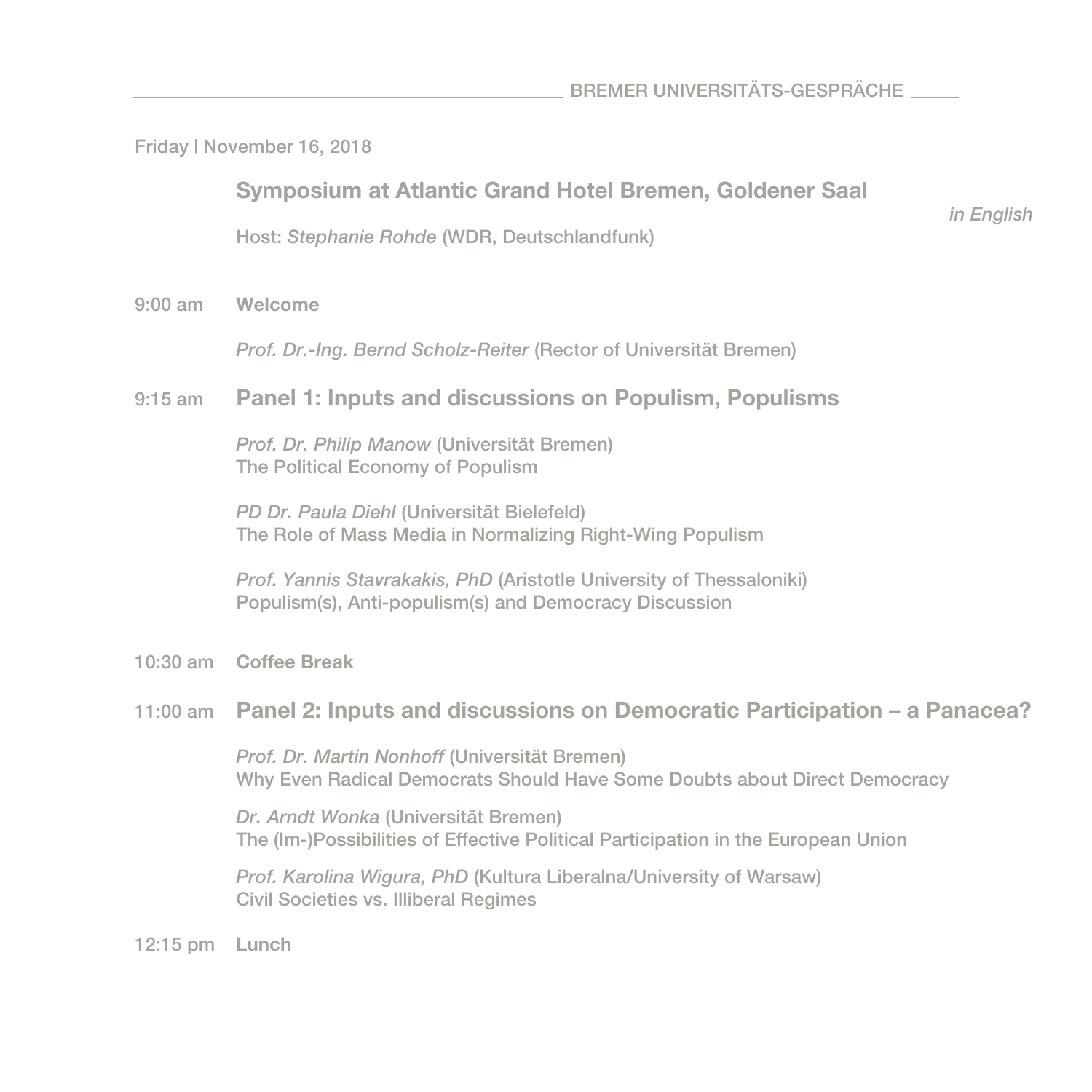Friday | November 16, 2018

## Symposium at Atlantic Grand Hotel Bremen, Goldener Saal

*in English*

Host: *Stephanie Rohde* (WDR, Deutschlandfunk)

9:00 am **Welcome**

*Prof. Dr.-Ing. Bernd Scholz-Reiter* (Rector of Universität Bremen)

9:15 am **Panel 1: Inputs and discussions on Populism, Populisms**

*Prof. Dr. Philip Manow* (Universität Bremen)
The Political Economy of Populism

*PD Dr. Paula Diehl* (Universität Bielefeld)
The Role of Mass Media in Normalizing Right-Wing Populism

*Prof. Yannis Stavrakakis, PhD* (Aristotle University of Thessaloniki)
Populism(s), Anti-populism(s) and Democracy Discussion

10:30 am **Coffee Break**

11:00 am **Panel 2: Inputs and discussions on Democratic Participation – a Panacea?**

*Prof. Dr. Martin Nonhoff* (Universität Bremen)
Why Even Radical Democrats Should Have Some Doubts about Direct Democracy

*Dr. Arndt Wonka* (Universität Bremen)
The (Im-)Possibilities of Effective Political Participation in the European Union

*Prof. Karolina Wigura, PhD* (Kultura Liberalna/University of Warsaw)
Civil Societies vs. Illiberal Regimes

12:15 pm **Lunch**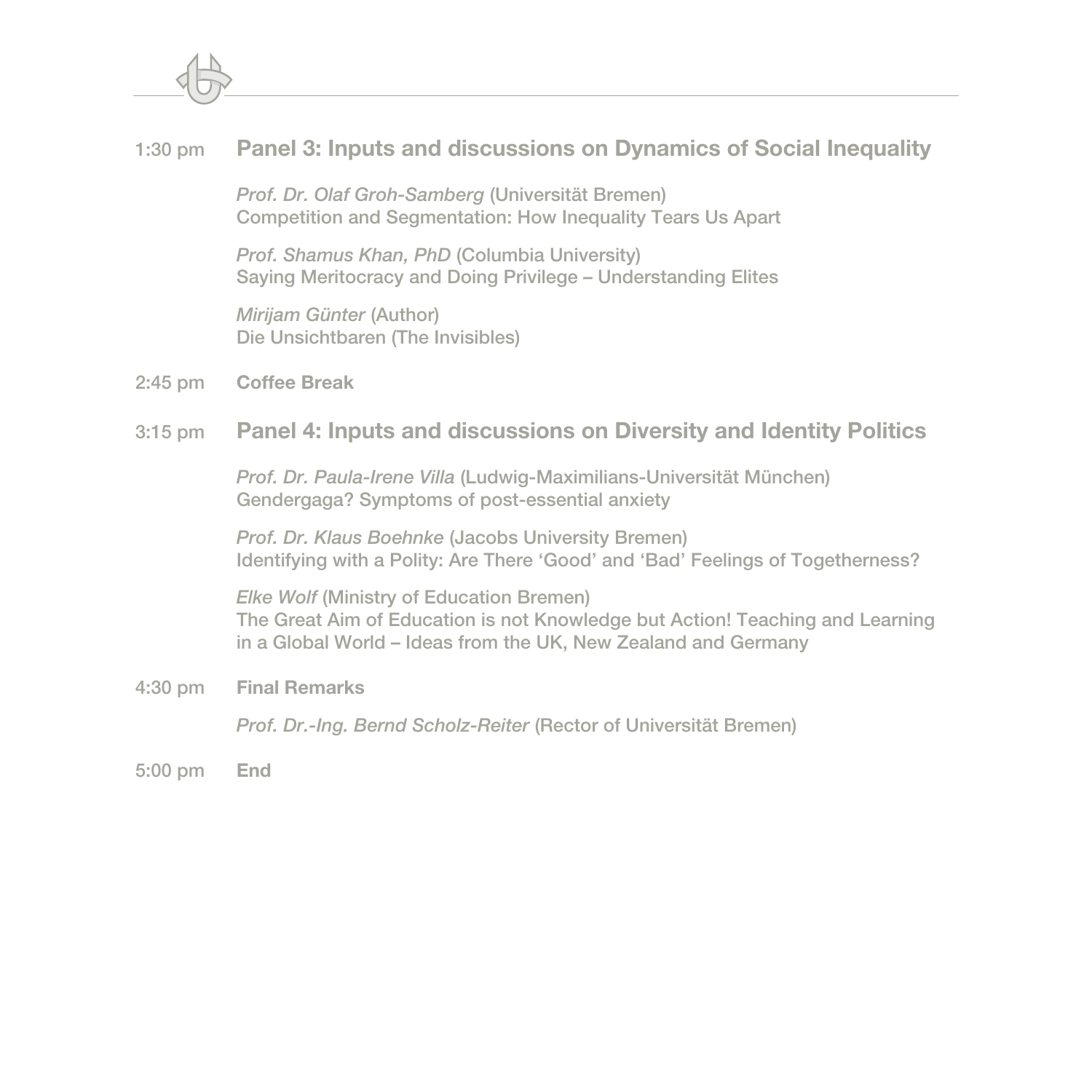1:30 pm **Panel 3: Inputs and discussions on Dynamics of Social Inequality**

*Prof. Dr. Olaf Groh-Samberg* (Universität Bremen)
Competition and Segmentation: How Inequality Tears Us Apart

*Prof. Shamus Khan, PhD* (Columbia University)
Saying Meritocracy and Doing Privilege – Understanding Elites

*Mirijam Günter* (Author)
Die Unsichtbaren (The Invisibles)

2:45 pm **Coffee Break**

3:15 pm **Panel 4: Inputs and discussions on Diversity and Identity Politics**

*Prof. Dr. Paula-Irene Villa* (Ludwig-Maximilians-Universität München)
Gendergaga? Symptoms of post-essential anxiety

*Prof. Dr. Klaus Boehnke* (Jacobs University Bremen)
Identifying with a Polity: Are There 'Good' and 'Bad' Feelings of Togetherness?

*Elke Wolf* (Ministry of Education Bremen)
The Great Aim of Education is not Knowledge but Action! Teaching and Learning in a Global World – Ideas from the UK, New Zealand and Germany

4:30 pm **Final Remarks**

*Prof. Dr.-Ing. Bernd Scholz-Reiter* (Rector of Universität Bremen)

5:00 pm **End**